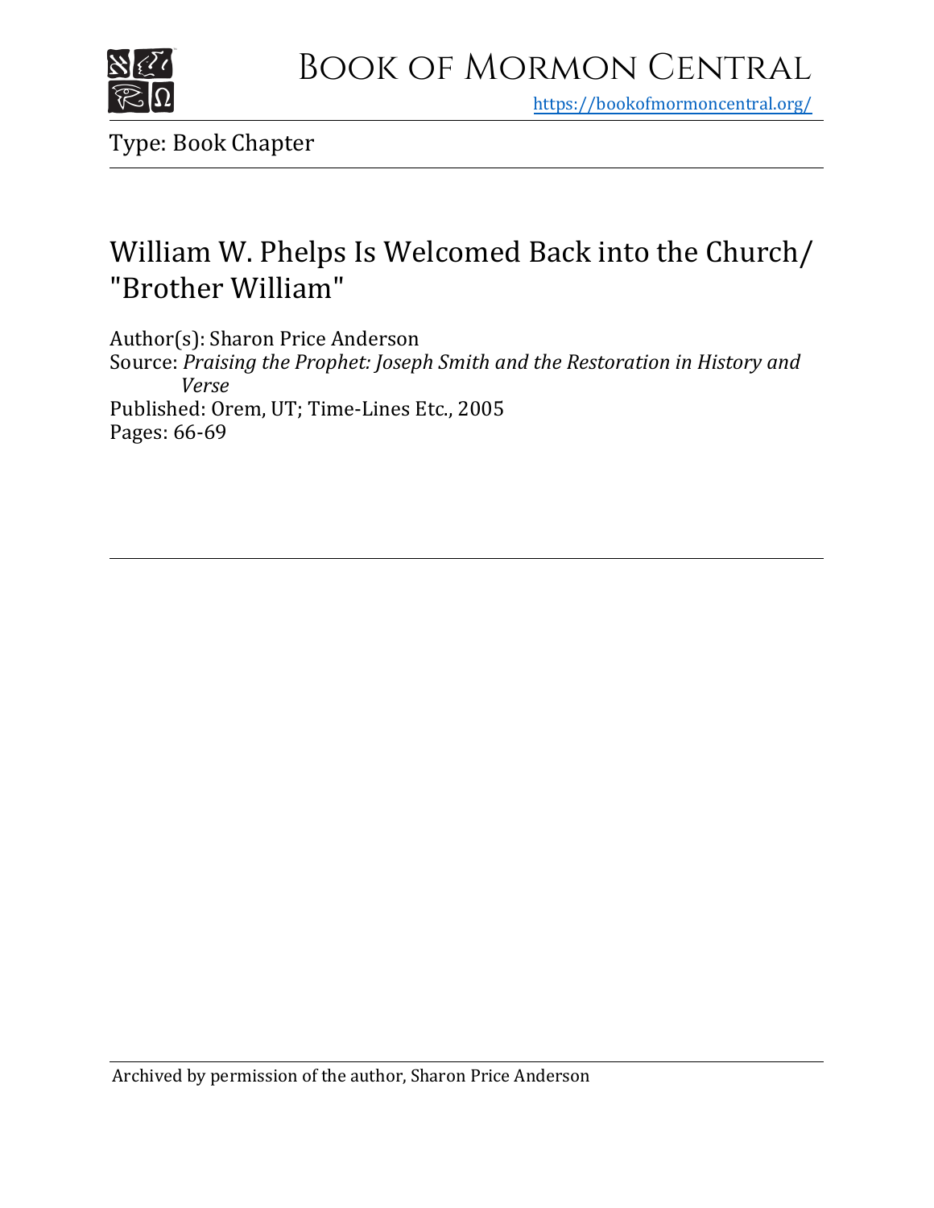# Book of Mormon Central

https://bookofmormoncentral.org/

Type: Book Chapter

## William W. Phelps Is Welcomed Back into the Church/ "Brother William"

Author(s): Sharon Price Anderson
Source: *Praising the Prophet: Joseph Smith and the Restoration in History and Verse*
Published: Orem, UT; Time-Lines Etc., 2005
Pages: 66-69

Archived by permission of the author, Sharon Price Anderson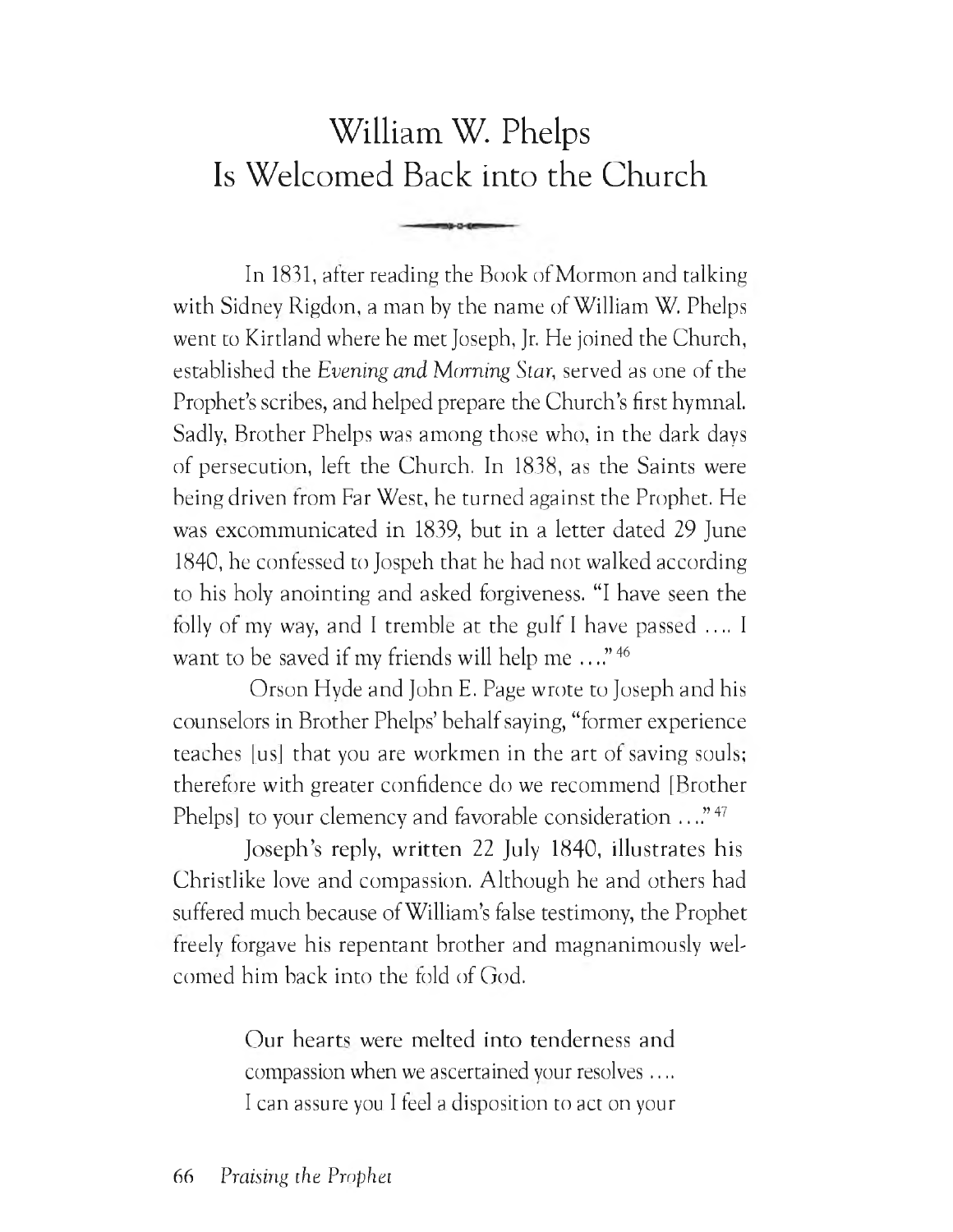# William W. Phelps Is Welcomed Back into the Church

In 1831, after reading the Book of Mormon and talking with Sidney Rigdon, a man by the name of William W. Phelps went to Kirtland where he met Joseph, Jr. He joined the Church, established the *Evening and Morning Star*, served as one of the Prophet's scribes, and helped prepare the Church's first hymnal. Sadly, Brother Phelps was among those who, in the dark days of persecution, left the Church. In 1838, as the Saints were being driven from Far West, he turned against the Prophet. He was excommunicated in 1839, but in a letter dated 29 June 1840, he confessed to Jospeh that he had not walked according to his holy anointing and asked forgiveness. "I have seen the folly of my way, and I tremble at the gulf I have passed .... I want to be saved if my friends will help me ...."[46]

Orson Hyde and John E. Page wrote to Joseph and his counselors in Brother Phelps' behalf saying, "former experience teaches [us] that you are workmen in the art of saving souls; therefore with greater confidence do we recommend [Brother Phelps] to your clemency and favorable consideration ...."[47]

Joseph's reply, written 22 July 1840, illustrates his Christlike love and compassion. Although he and others had suffered much because of William's false testimony, the Prophet freely forgave his repentant brother and magnanimously welcomed him back into the fold of God.

> Our hearts were melted into tenderness and compassion when we ascertained your resolves .... I can assure you I feel a disposition to act on your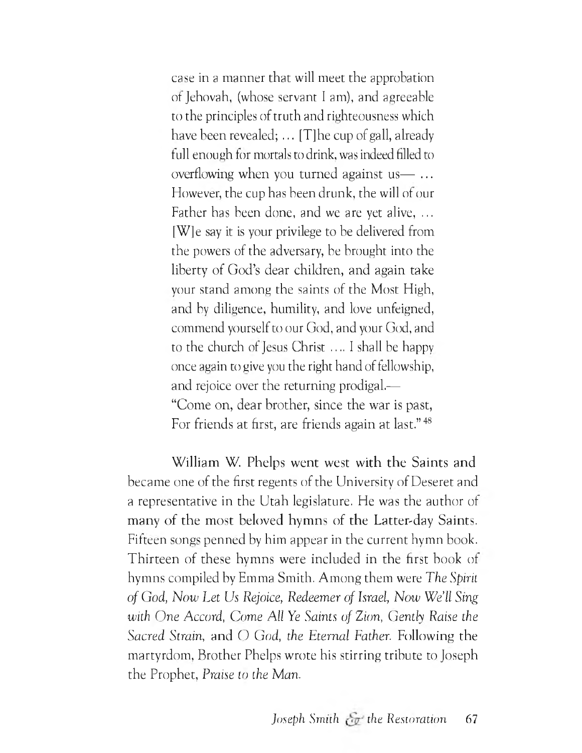> case in a manner that will meet the approbation of Jehovah, (whose servant I am), and agreeable to the principles of truth and righteousness which have been revealed; … [T]he cup of gall, already full enough for mortals to drink, was indeed filled to overflowing when you turned against us— … However, the cup has been drunk, the will of our Father has been done, and we are yet alive, … [W]e say it is your privilege to be delivered from the powers of the adversary, be brought into the liberty of God's dear children, and again take your stand among the saints of the Most High, and by diligence, humility, and love unfeigned, commend yourself to our God, and your God, and to the church of Jesus Christ …. I shall be happy once again to give you the right hand of fellowship, and rejoice over the returning prodigal.—
> "Come on, dear brother, since the war is past,
> For friends at first, are friends again at last."[48]

William W. Phelps went west with the Saints and became one of the first regents of the University of Deseret and a representative in the Utah legislature. He was the author of many of the most beloved hymns of the Latter-day Saints. Fifteen songs penned by him appear in the current hymn book. Thirteen of these hymns were included in the first book of hymns compiled by Emma Smith. Among them were *The Spirit of God, Now Let Us Rejoice, Redeemer of Israel, Now We'll Sing with One Accord, Come All Ye Saints of Zion, Gently Raise the Sacred Strain,* and *O God, the Eternal Father.* Following the martyrdom, Brother Phelps wrote his stirring tribute to Joseph the Prophet, *Praise to the Man.*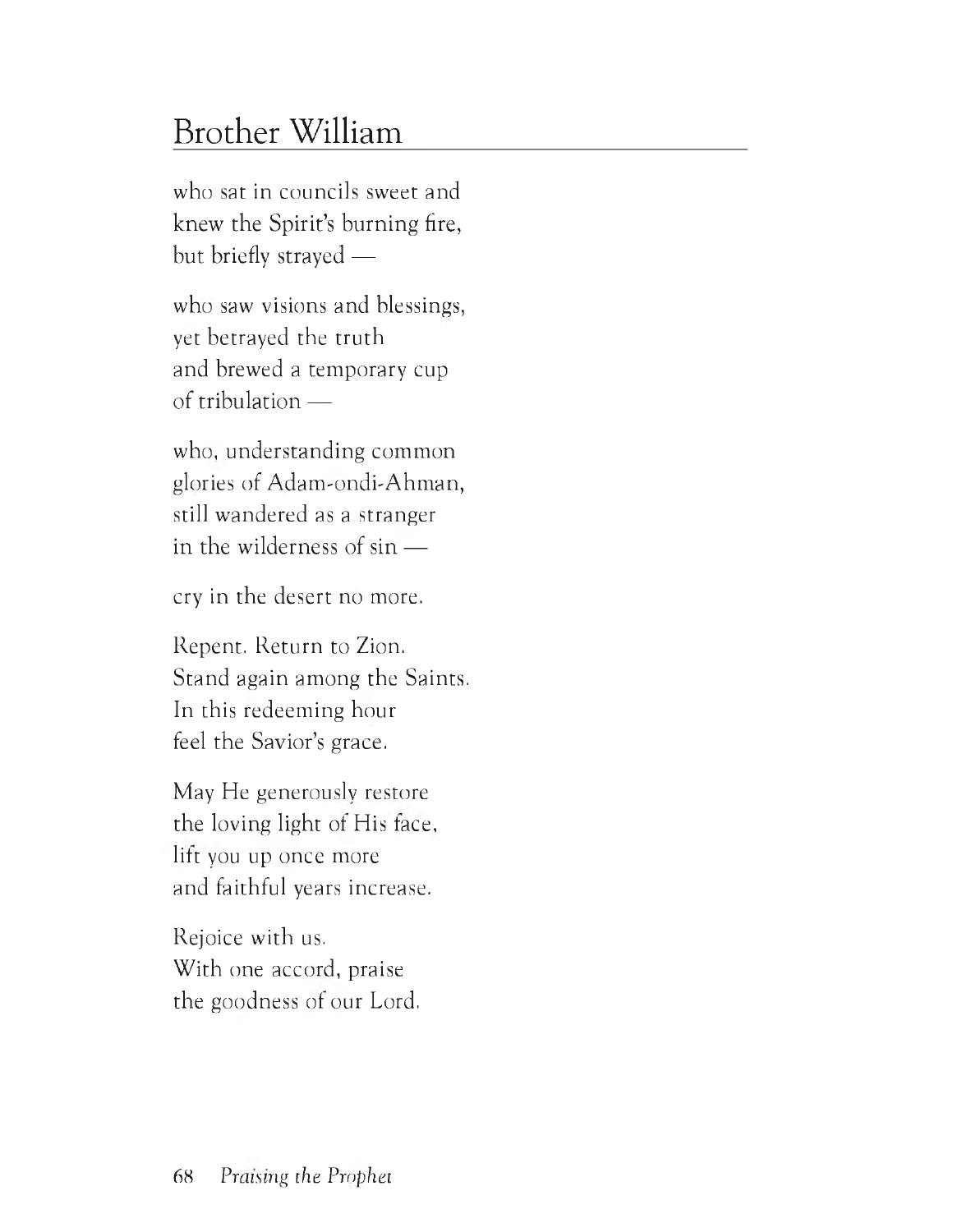## Brother William

who sat in councils sweet and
knew the Spirit's burning fire,
but briefly strayed —

who saw visions and blessings,
yet betrayed the truth
and brewed a temporary cup
of tribulation —

who, understanding common
glories of Adam-ondi-Ahman,
still wandered as a stranger
in the wilderness of sin —

cry in the desert no more.

Repent. Return to Zion.
Stand again among the Saints.
In this redeeming hour
feel the Savior's grace.

May He generously restore
the loving light of His face,
lift you up once more
and faithful years increase.

Rejoice with us.
With one accord, praise
the goodness of our Lord.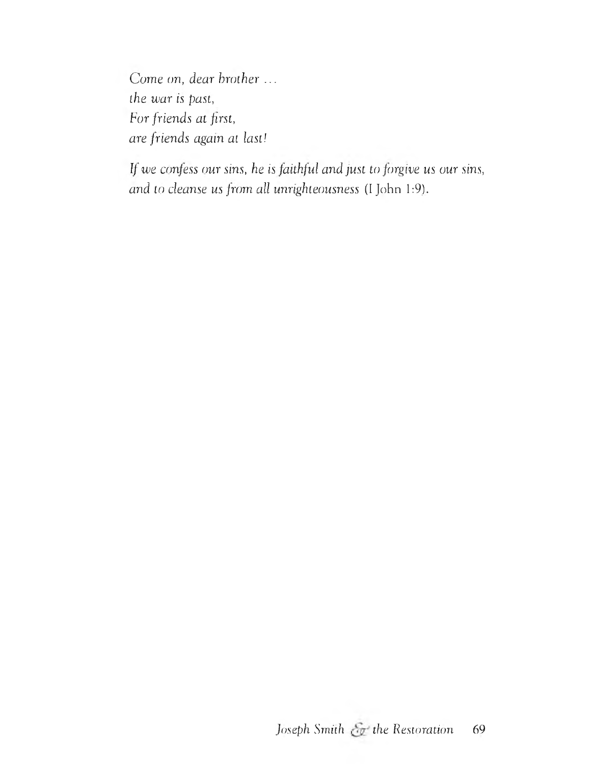*Come on, dear brother …*
*the war is past,*
*For friends at first,*
*are friends again at last!*

*If we confess our sins, he is faithful and just to forgive us our sins, and to cleanse us from all unrighteousness* (I John 1:9).